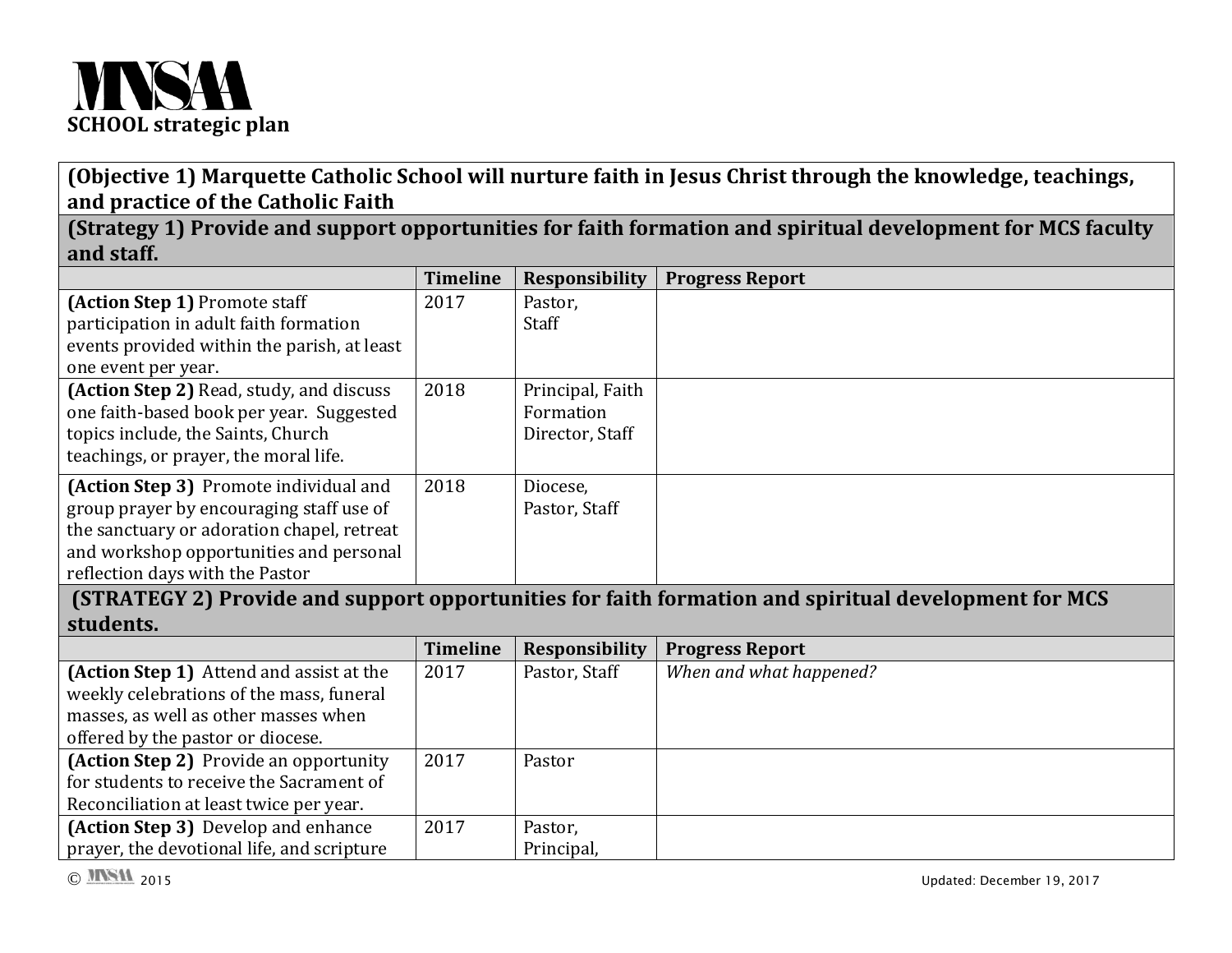MNSAA
**SCHOOL strategic plan**

| **(Objective 1) Marquette Catholic School will nurture faith in Jesus Christ through the knowledge, teachings, and practice of the Catholic Faith** | | | |
|---|---|---|---|
| **(Strategy 1) Provide and support opportunities for faith formation and spiritual development for MCS faculty and staff.** | | | |
| | **Timeline** | **Responsibility** | **Progress Report** |
| **(Action Step 1)** Promote staff participation in adult faith formation events provided within the parish, at least one event per year. | 2017 | Pastor, Staff | |
| **(Action Step 2)** Read, study, and discuss one faith-based book per year. Suggested topics include, the Saints, Church teachings, or prayer, the moral life. | 2018 | Principal, Faith Formation Director, Staff | |
| **(Action Step 3)** Promote individual and group prayer by encouraging staff use of the sanctuary or adoration chapel, retreat and workshop opportunities and personal reflection days with the Pastor | 2018 | Diocese, Pastor, Staff | |
| **(STRATEGY 2) Provide and support opportunities for faith formation and spiritual development for MCS students.** | | | |
| | **Timeline** | **Responsibility** | **Progress Report** |
| **(Action Step 1)** Attend and assist at the weekly celebrations of the mass, funeral masses, as well as other masses when offered by the pastor or diocese. | 2017 | Pastor, Staff | *When and what happened?* |
| **(Action Step 2)** Provide an opportunity for students to receive the Sacrament of Reconciliation at least twice per year. | 2017 | Pastor | |
| **(Action Step 3)** Develop and enhance prayer, the devotional life, and scripture | 2017 | Pastor, Principal, | |

© MNSAA 2015 Updated: December 19, 2017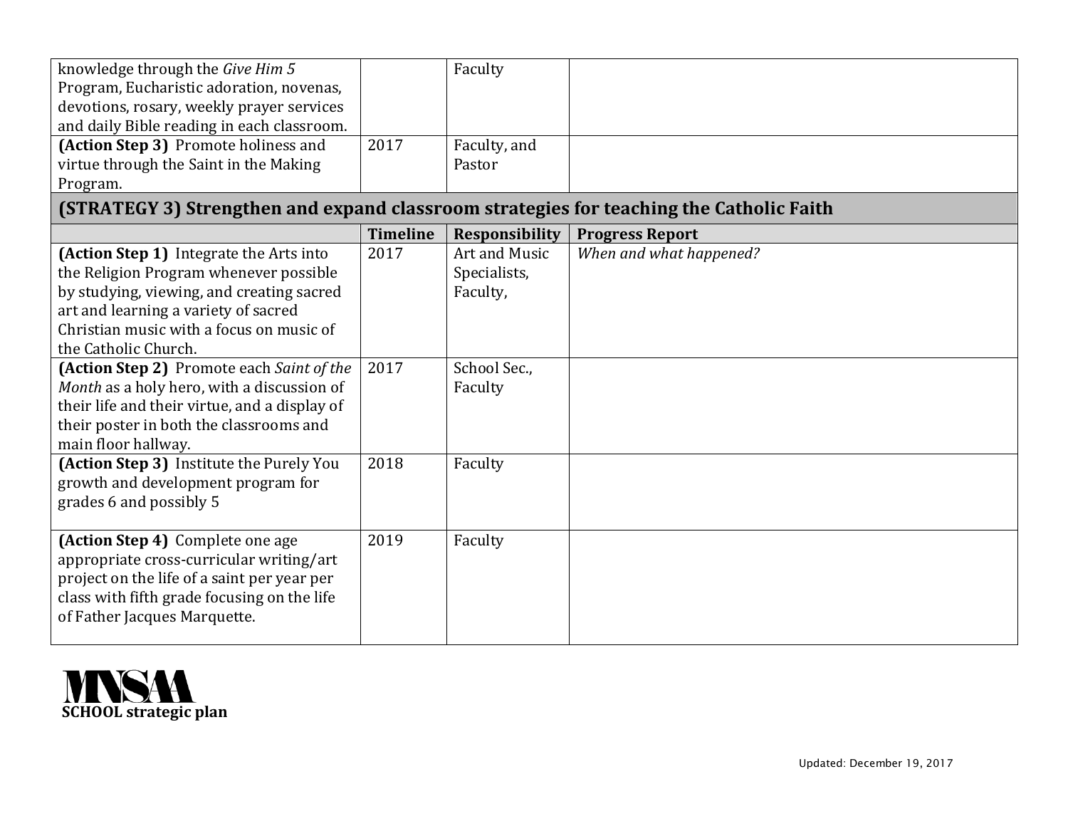| | | | |
|---|---|---|---|
| knowledge through the *Give Him 5* Program, Eucharistic adoration, novenas, devotions, rosary, weekly prayer services and daily Bible reading in each classroom. | | Faculty | |
| **(Action Step 3)** Promote holiness and virtue through the Saint in the Making Program. | 2017 | Faculty, and Pastor | |

## (STRATEGY 3) Strengthen and expand classroom strategies for teaching the Catholic Faith

| | Timeline | Responsibility | Progress Report |
|---|---|---|---|
| **(Action Step 1)** Integrate the Arts into the Religion Program whenever possible by studying, viewing, and creating sacred art and learning a variety of sacred Christian music with a focus on music of the Catholic Church. | 2017 | Art and Music Specialists, Faculty, | *When and what happened?* |
| **(Action Step 2)** Promote each *Saint of the Month* as a holy hero, with a discussion of their life and their virtue, and a display of their poster in both the classrooms and main floor hallway. | 2017 | School Sec., Faculty | |
| **(Action Step 3)** Institute the Purely You growth and development program for grades 6 and possibly 5 | 2018 | Faculty | |
| **(Action Step 4)** Complete one age appropriate cross-curricular writing/art project on the life of a saint per year per class with fifth grade focusing on the life of Father Jacques Marquette. | 2019 | Faculty | |

MNSAA
**SCHOOL strategic plan**

Updated: December 19, 2017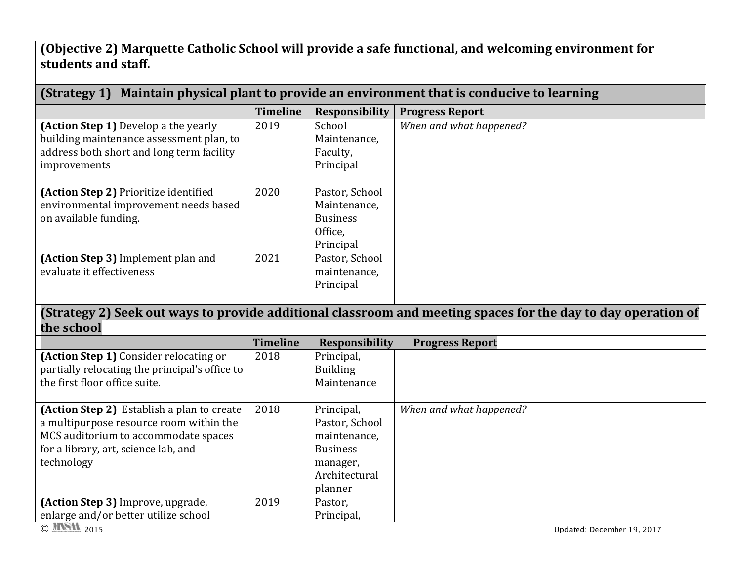**(Objective 2) Marquette Catholic School will provide a safe functional, and welcoming environment for students and staff.**

**(Strategy 1) Maintain physical plant to provide an environment that is conducive to learning**

| | Timeline | Responsibility | Progress Report |
|---|---|---|---|
| **(Action Step 1)** Develop a the yearly building maintenance assessment plan, to address both short and long term facility improvements | 2019 | School Maintenance, Faculty, Principal | *When and what happened?* |
| **(Action Step 2)** Prioritize identified environmental improvement needs based on available funding. | 2020 | Pastor, School Maintenance, Business Office, Principal | |
| **(Action Step 3)** Implement plan and evaluate it effectiveness | 2021 | Pastor, School maintenance, Principal | |

**(Strategy 2) Seek out ways to provide additional classroom and meeting spaces for the day to day operation of the school**

| | Timeline | Responsibility | Progress Report |
|---|---|---|---|
| **(Action Step 1)** Consider relocating or partially relocating the principal's office to the first floor office suite. | 2018 | Principal, Building Maintenance | |
| **(Action Step 2)** Establish a plan to create a multipurpose resource room within the MCS auditorium to accommodate spaces for a library, art, science lab, and technology | 2018 | Principal, Pastor, School maintenance, Business manager, Architectural planner | *When and what happened?* |
| **(Action Step 3)** Improve, upgrade, enlarge and/or better utilize school | 2019 | Pastor, Principal, | |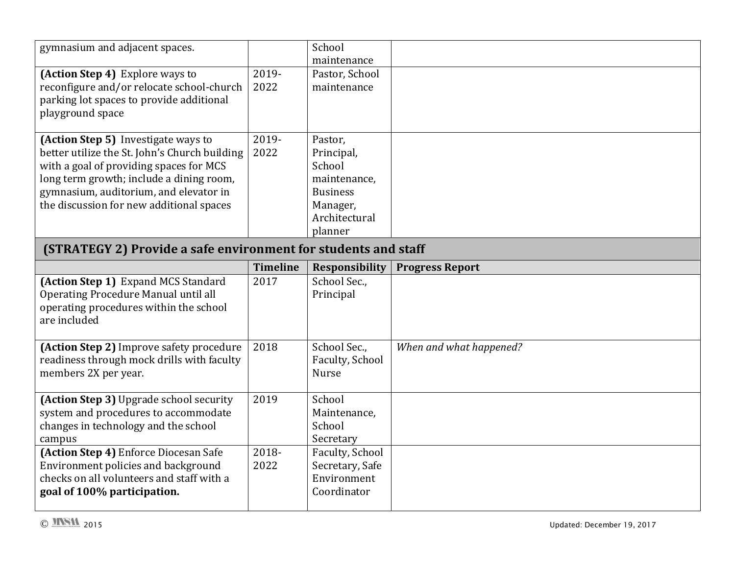| | | | |
|---|---|---|---|
| gymnasium and adjacent spaces. | | School maintenance | |
| **(Action Step 4)** Explore ways to reconfigure and/or relocate school-church parking lot spaces to provide additional playground space | 2019-2022 | Pastor, School maintenance | |
| **(Action Step 5)** Investigate ways to better utilize the St. John's Church building with a goal of providing spaces for MCS long term growth; include a dining room, gymnasium, auditorium, and elevator in the discussion for new additional spaces | 2019-2022 | Pastor, Principal, School maintenance, Business Manager, Architectural planner | |

## (STRATEGY 2) Provide a safe environment for students and staff

| | **Timeline** | **Responsibility** | **Progress Report** |
|---|---|---|---|
| **(Action Step 1)** Expand MCS Standard Operating Procedure Manual until all operating procedures within the school are included | 2017 | School Sec., Principal | |
| **(Action Step 2)** Improve safety procedure readiness through mock drills with faculty members 2X per year. | 2018 | School Sec., Faculty, School Nurse | *When and what happened?* |
| **(Action Step 3)** Upgrade school security system and procedures to accommodate changes in technology and the school campus | 2019 | School Maintenance, School Secretary | |
| **(Action Step 4)** Enforce Diocesan Safe Environment policies and background checks on all volunteers and staff with a **goal of 100% participation.** | 2018-2022 | Faculty, School Secretary, Safe Environment Coordinator | |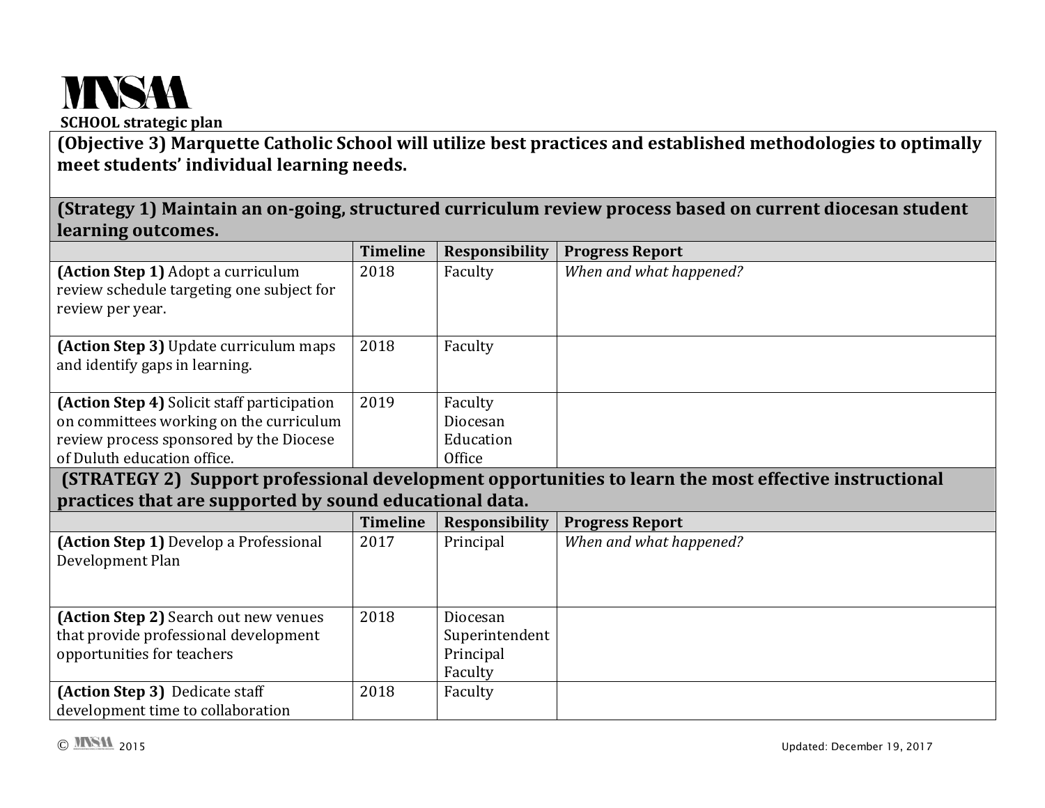MNSAA

**SCHOOL strategic plan**

## (Objective 3) Marquette Catholic School will utilize best practices and established methodologies to optimally meet students' individual learning needs.

### (Strategy 1) Maintain an on-going, structured curriculum review process based on current diocesan student learning outcomes.

| | Timeline | Responsibility | Progress Report |
|---|---|---|---|
| **(Action Step 1)** Adopt a curriculum review schedule targeting one subject for review per year. | 2018 | Faculty | *When and what happened?* |
| **(Action Step 3)** Update curriculum maps and identify gaps in learning. | 2018 | Faculty | |
| **(Action Step 4)** Solicit staff participation on committees working on the curriculum review process sponsored by the Diocese of Duluth education office. | 2019 | Faculty<br>Diocesan Education Office | |

### (STRATEGY 2) Support professional development opportunities to learn the most effective instructional practices that are supported by sound educational data.

| | Timeline | Responsibility | Progress Report |
|---|---|---|---|
| **(Action Step 1)** Develop a Professional Development Plan | 2017 | Principal | *When and what happened?* |
| **(Action Step 2)** Search out new venues that provide professional development opportunities for teachers | 2018 | Diocesan Superintendent<br>Principal<br>Faculty | |
| **(Action Step 3)** Dedicate staff development time to collaboration | 2018 | Faculty | |

© MNSAA 2015

Updated: December 19, 2017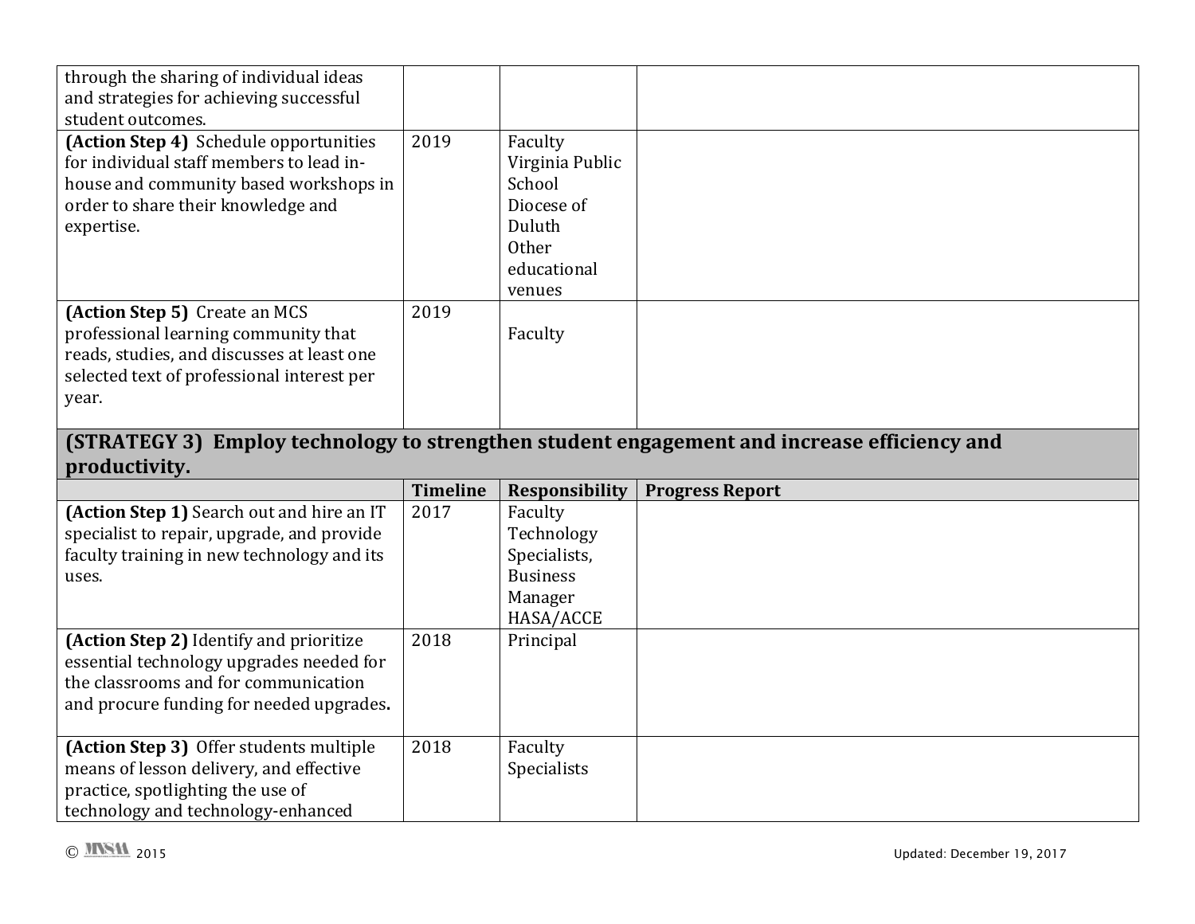| | | | |
|---|---|---|---|
| through the sharing of individual ideas and strategies for achieving successful student outcomes. | | | |
| **(Action Step 4)** Schedule opportunities for individual staff members to lead in-house and community based workshops in order to share their knowledge and expertise. | 2019 | Faculty<br>Virginia Public School<br>Diocese of Duluth<br>Other educational venues | |
| **(Action Step 5)** Create an MCS professional learning community that reads, studies, and discusses at least one selected text of professional interest per year. | 2019 | Faculty | |

**(STRATEGY 3) Employ technology to strengthen student engagement and increase efficiency and productivity.**

| | Timeline | Responsibility | Progress Report |
|---|---|---|---|
| **(Action Step 1)** Search out and hire an IT specialist to repair, upgrade, and provide faculty training in new technology and its uses. | 2017 | Faculty<br>Technology Specialists,<br>Business Manager<br>HASA/ACCE | |
| **(Action Step 2)** Identify and prioritize essential technology upgrades needed for the classrooms and for communication and procure funding for needed upgrades**.** | 2018 | Principal | |
| **(Action Step 3)** Offer students multiple means of lesson delivery, and effective practice, spotlighting the use of technology and technology-enhanced | 2018 | Faculty<br>Specialists | |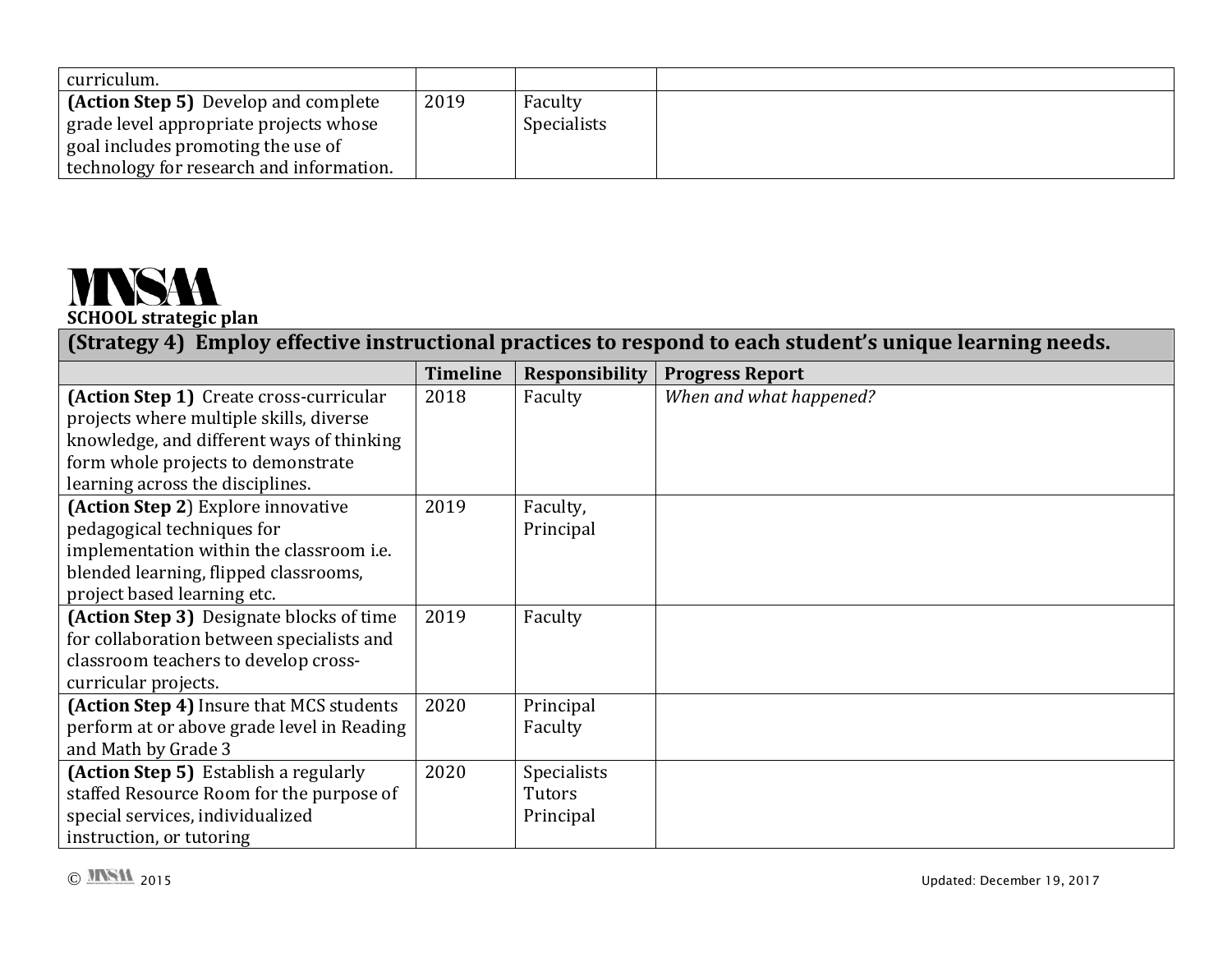| | | | |
|---|---|---|---|
| curriculum. | | | |
| **(Action Step 5)** Develop and complete grade level appropriate projects whose goal includes promoting the use of technology for research and information. | 2019 | Faculty Specialists | |

MNSAA

**SCHOOL strategic plan**

| **(Strategy 4) Employ effective instructional practices to respond to each student's unique learning needs.** | | | |
|---|---|---|---|
| | **Timeline** | **Responsibility** | **Progress Report** |
| **(Action Step 1)** Create cross-curricular projects where multiple skills, diverse knowledge, and different ways of thinking form whole projects to demonstrate learning across the disciplines. | 2018 | Faculty | *When and what happened?* |
| **(Action Step 2**) Explore innovative pedagogical techniques for implementation within the classroom i.e. blended learning, flipped classrooms, project based learning etc. | 2019 | Faculty, Principal | |
| **(Action Step 3)** Designate blocks of time for collaboration between specialists and classroom teachers to develop cross-curricular projects. | 2019 | Faculty | |
| **(Action Step 4)** Insure that MCS students perform at or above grade level in Reading and Math by Grade 3 | 2020 | Principal Faculty | |
| **(Action Step 5)** Establish a regularly staffed Resource Room for the purpose of special services, individualized instruction, or tutoring | 2020 | Specialists Tutors Principal | |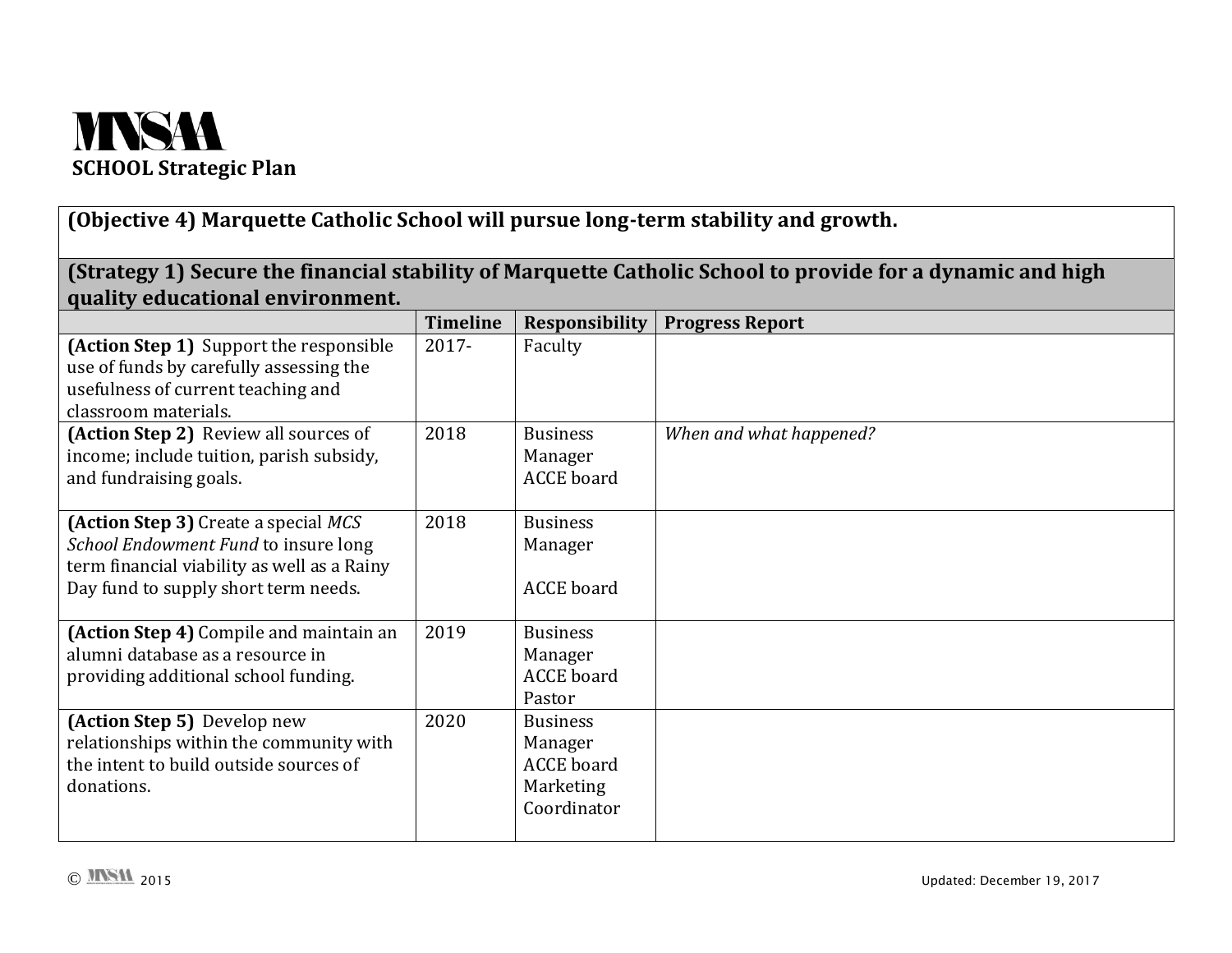# MNSAA

**SCHOOL Strategic Plan**

**(Objective 4) Marquette Catholic School will pursue long-term stability and growth.**

**(Strategy 1) Secure the financial stability of Marquette Catholic School to provide for a dynamic and high quality educational environment.**

| | Timeline | Responsibility | Progress Report |
|---|---|---|---|
| **(Action Step 1)** Support the responsible use of funds by carefully assessing the usefulness of current teaching and classroom materials. | 2017- | Faculty | |
| **(Action Step 2)** Review all sources of income; include tuition, parish subsidy, and fundraising goals. | 2018 | Business Manager ACCE board | *When and what happened?* |
| **(Action Step 3)** Create a special *MCS School Endowment Fund* to insure long term financial viability as well as a Rainy Day fund to supply short term needs. | 2018 | Business Manager ACCE board | |
| **(Action Step 4)** Compile and maintain an alumni database as a resource in providing additional school funding. | 2019 | Business Manager ACCE board Pastor | |
| **(Action Step 5)** Develop new relationships within the community with the intent to build outside sources of donations. | 2020 | Business Manager ACCE board Marketing Coordinator | |

© MNSAA 2015 Updated: December 19, 2017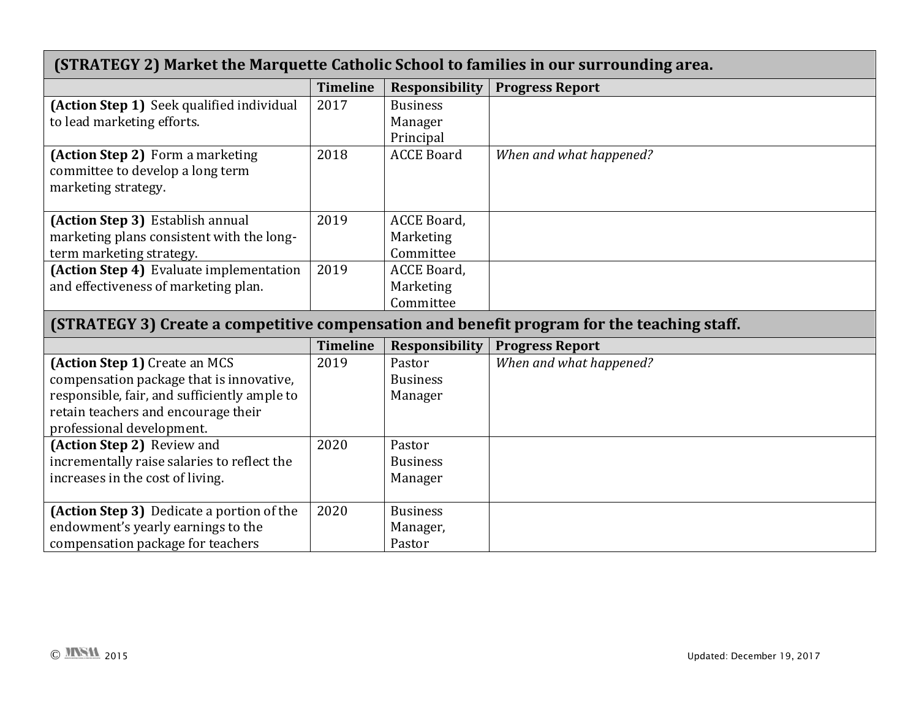| (STRATEGY 2) Market the Marquette Catholic School to families in our surrounding area. | | | |
|---|---|---|---|
| | **Timeline** | **Responsibility** | **Progress Report** |
| **(Action Step 1)** Seek qualified individual to lead marketing efforts. | 2017 | Business Manager Principal | |
| **(Action Step 2)** Form a marketing committee to develop a long term marketing strategy. | 2018 | ACCE Board | *When and what happened?* |
| **(Action Step 3)** Establish annual marketing plans consistent with the long-term marketing strategy. | 2019 | ACCE Board, Marketing Committee | |
| **(Action Step 4)** Evaluate implementation and effectiveness of marketing plan. | 2019 | ACCE Board, Marketing Committee | |

| (STRATEGY 3) Create a competitive compensation and benefit program for the teaching staff. | | | |
|---|---|---|---|
| | **Timeline** | **Responsibility** | **Progress Report** |
| **(Action Step 1)** Create an MCS compensation package that is innovative, responsible, fair, and sufficiently ample to retain teachers and encourage their professional development. | 2019 | Pastor Business Manager | *When and what happened?* |
| **(Action Step 2)** Review and incrementally raise salaries to reflect the increases in the cost of living. | 2020 | Pastor Business Manager | |
| **(Action Step 3)** Dedicate a portion of the endowment's yearly earnings to the compensation package for teachers | 2020 | Business Manager, Pastor | |

© MNSAA 2015

Updated: December 19, 2017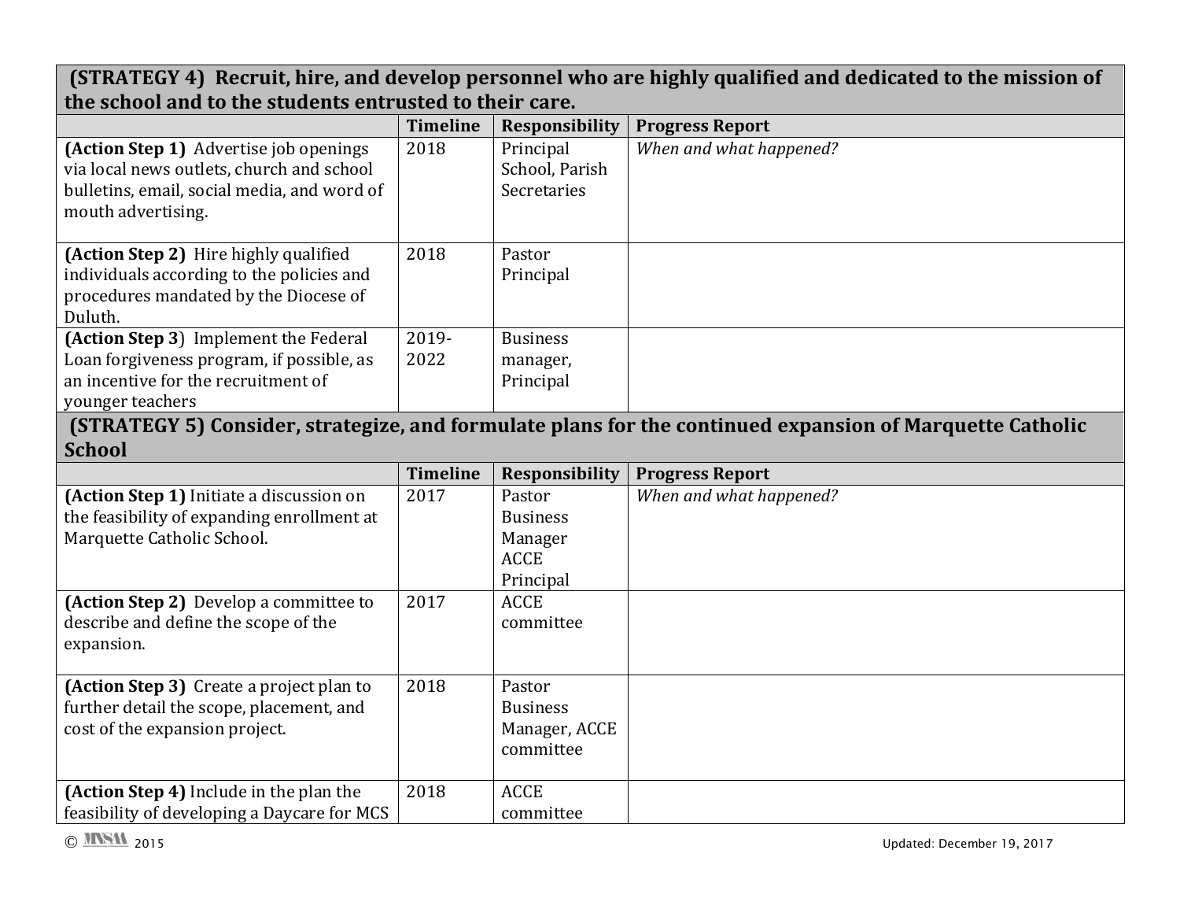| (STRATEGY 4) Recruit, hire, and develop personnel who are highly qualified and dedicated to the mission of the school and to the students entrusted to their care. | | | |
|---|---|---|---|
| | **Timeline** | **Responsibility** | **Progress Report** |
| **(Action Step 1)** Advertise job openings via local news outlets, church and school bulletins, email, social media, and word of mouth advertising. | 2018 | Principal School, Parish Secretaries | *When and what happened?* |
| **(Action Step 2)** Hire highly qualified individuals according to the policies and procedures mandated by the Diocese of Duluth. | 2018 | Pastor Principal | |
| **(Action Step 3)** Implement the Federal Loan forgiveness program, if possible, as an incentive for the recruitment of younger teachers | 2019-2022 | Business manager, Principal | |

| (STRATEGY 5) Consider, strategize, and formulate plans for the continued expansion of Marquette Catholic School | | | |
|---|---|---|---|
| | **Timeline** | **Responsibility** | **Progress Report** |
| **(Action Step 1)** Initiate a discussion on the feasibility of expanding enrollment at Marquette Catholic School. | 2017 | Pastor Business Manager ACCE Principal | *When and what happened?* |
| **(Action Step 2)** Develop a committee to describe and define the scope of the expansion. | 2017 | ACCE committee | |
| **(Action Step 3)** Create a project plan to further detail the scope, placement, and cost of the expansion project. | 2018 | Pastor Business Manager, ACCE committee | |
| **(Action Step 4)** Include in the plan the feasibility of developing a Daycare for MCS | 2018 | ACCE committee | |

© MNSAA 2015 Updated: December 19, 2017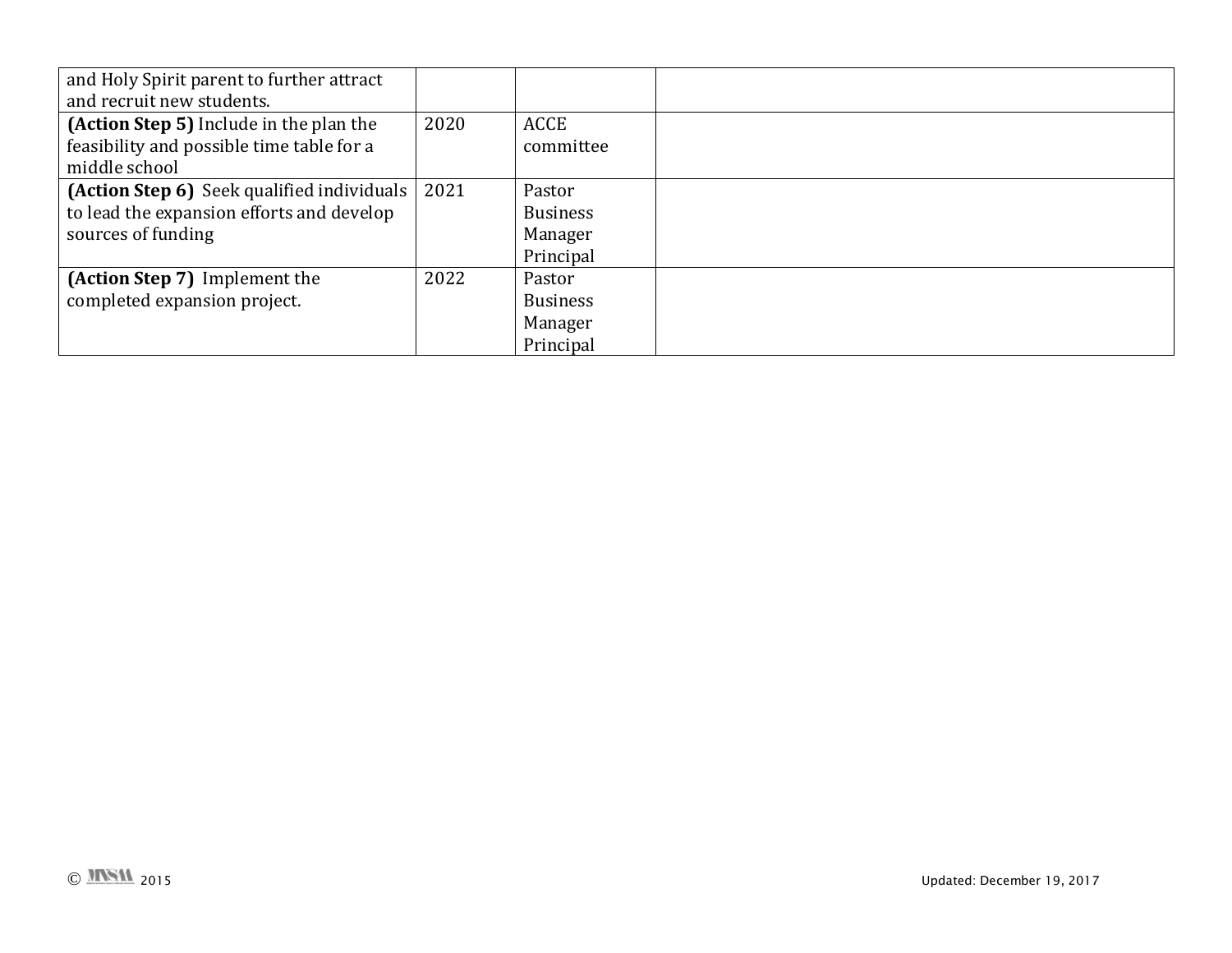| | | | |
|---|---|---|---|
| and Holy Spirit parent to further attract and recruit new students. | | | |
| **(Action Step 5)** Include in the plan the feasibility and possible time table for a middle school | 2020 | ACCE committee | |
| **(Action Step 6)** Seek qualified individuals to lead the expansion efforts and develop sources of funding | 2021 | Pastor Business Manager Principal | |
| **(Action Step 7)** Implement the completed expansion project. | 2022 | Pastor Business Manager Principal | |